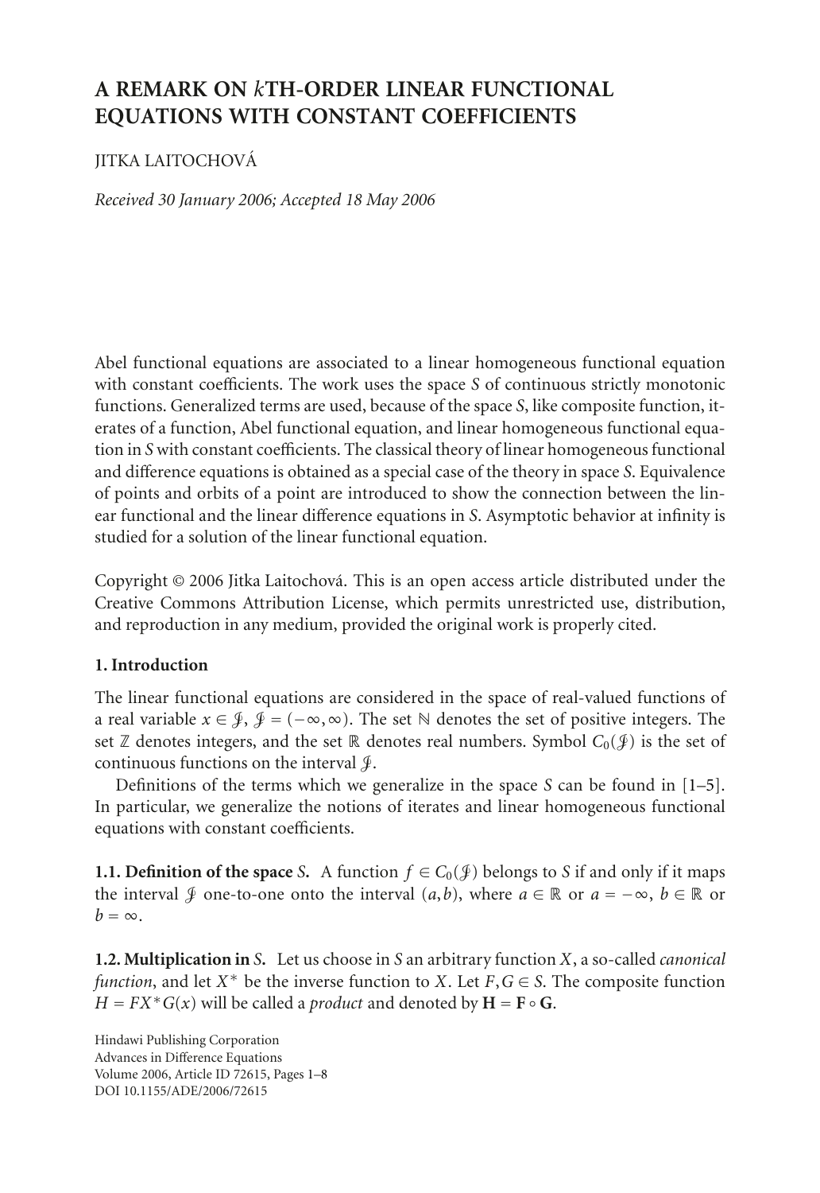# A REMARK ON $k$TH-ORDER LINEAR FUNCTIONAL EQUATIONS WITH CONSTANT COEFFICIENTS

JITKA LAITOCHOVÁ

*Received 30 January 2006; Accepted 18 May 2006*

Abel functional equations are associated to a linear homogeneous functional equation with constant coefficients. The work uses the space $S$ of continuous strictly monotonic functions. Generalized terms are used, because of the space $S$, like composite function, iterates of a function, Abel functional equation, and linear homogeneous functional equation in $S$ with constant coefficients. The classical theory of linear homogeneous functional and difference equations is obtained as a special case of the theory in space $S$. Equivalence of points and orbits of a point are introduced to show the connection between the linear functional and the linear difference equations in $S$. Asymptotic behavior at infinity is studied for a solution of the linear functional equation.

Copyright © 2006 Jitka Laitochová. This is an open access article distributed under the Creative Commons Attribution License, which permits unrestricted use, distribution, and reproduction in any medium, provided the original work is properly cited.

## 1. Introduction

The linear functional equations are considered in the space of real-valued functions of a real variable $x \in \mathcal{J}$, $\mathcal{J} = (-\infty, \infty)$. The set $\mathbb{N}$ denotes the set of positive integers. The set $\mathbb{Z}$ denotes integers, and the set $\mathbb{R}$ denotes real numbers. Symbol $C_0(\mathcal{J})$ is the set of continuous functions on the interval $\mathcal{J}$.

Definitions of the terms which we generalize in the space $S$ can be found in [1–5]. In particular, we generalize the notions of iterates and linear homogeneous functional equations with constant coefficients.

**1.1. Definition of the space $S$.** A function $f \in C_0(\mathcal{J})$ belongs to $S$ if and only if it maps the interval $\mathcal{J}$ one-to-one onto the interval $(a,b)$, where $a \in \mathbb{R}$ or $a = -\infty$, $b \in \mathbb{R}$ or $b = \infty$.

**1.2. Multiplication in $S$.** Let us choose in $S$ an arbitrary function $X$, a so-called *canonical function*, and let $X^*$ be the inverse function to $X$. Let $F, G \in S$. The composite function $H = FX^*G(x)$ will be called a *product* and denoted by $\mathbf{H} = \mathbf{F} \circ \mathbf{G}$.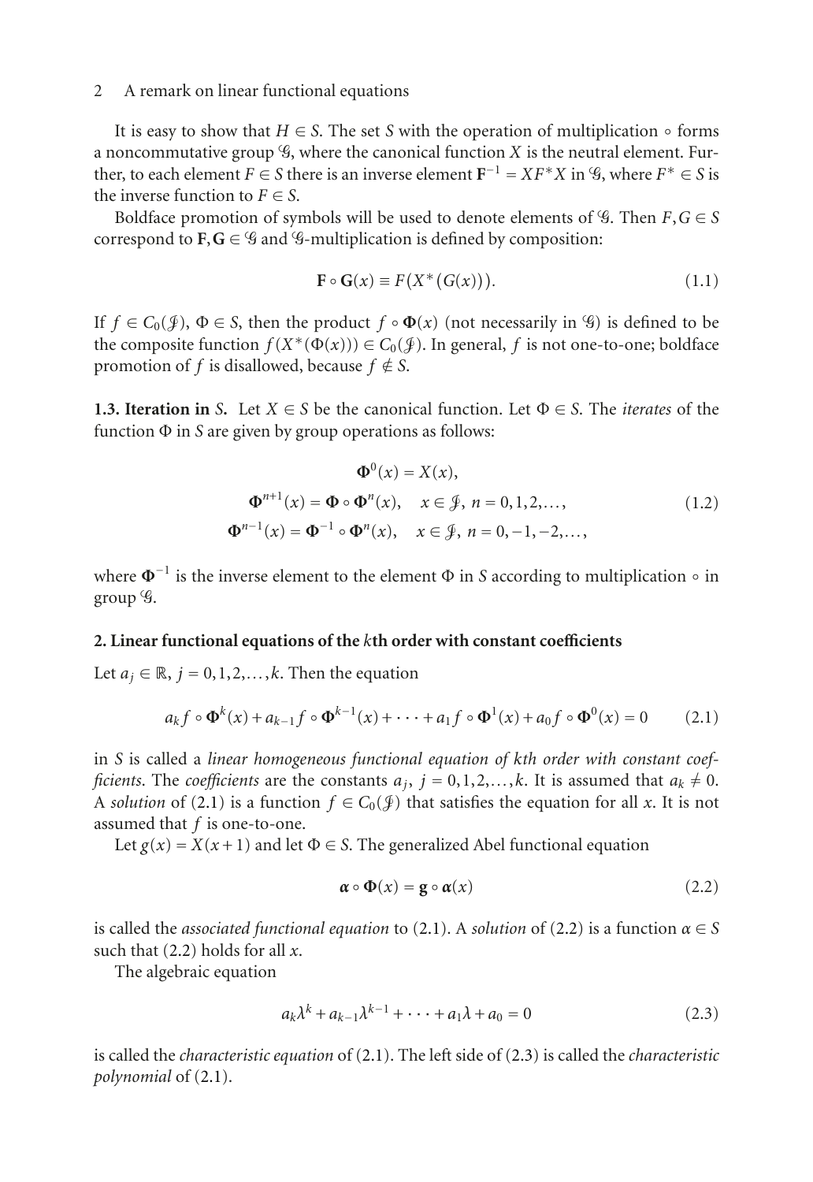It is easy to show that $H \in S$. The set $S$ with the operation of multiplication $\circ$ forms a noncommutative group $\mathcal{G}$, where the canonical function $X$ is the neutral element. Further, to each element $F \in S$ there is an inverse element $\mathbf{F}^{-1} = XF^*X$ in $\mathcal{G}$, where $F^* \in S$ is the inverse function to $F \in S$.

Boldface promotion of symbols will be used to denote elements of $\mathcal{G}$. Then $F, G \in S$ correspond to $\mathbf{F}, \mathbf{G} \in \mathcal{G}$ and $\mathcal{G}$-multiplication is defined by composition:

$$\mathbf{F} \circ \mathbf{G}(x) \equiv F(X^*(G(x))). \tag{1.1}$$

If $f \in C_0(\mathcal{J})$, $\Phi \in S$, then the product $f \circ \mathbf{\Phi}(x)$ (not necessarily in $\mathcal{G}$) is defined to be the composite function $f(X^*(\Phi(x))) \in C_0(\mathcal{J})$. In general, $f$ is not one-to-one; boldface promotion of $f$ is disallowed, because $f \notin S$.

**1.3. Iteration in $S$.** Let $X \in S$ be the canonical function. Let $\Phi \in S$. The *iterates* of the function $\Phi$ in $S$ are given by group operations as follows:

$$\begin{gathered} \mathbf{\Phi}^0(x) = X(x), \\ \mathbf{\Phi}^{n+1}(x) = \mathbf{\Phi} \circ \mathbf{\Phi}^n(x), \quad x \in \mathcal{J},\ n = 0, 1, 2, \ldots, \\ \mathbf{\Phi}^{n-1}(x) = \mathbf{\Phi}^{-1} \circ \mathbf{\Phi}^n(x), \quad x \in \mathcal{J},\ n = 0, -1, -2, \ldots, \end{gathered} \tag{1.2}$$

where $\mathbf{\Phi}^{-1}$ is the inverse element to the element $\Phi$ in $S$ according to multiplication $\circ$ in group $\mathcal{G}$.

## 2. Linear functional equations of the $k$th order with constant coefficients

Let $a_j \in \mathbb{R}$, $j = 0, 1, 2, \ldots, k$. Then the equation

$$a_k f \circ \mathbf{\Phi}^k(x) + a_{k-1} f \circ \mathbf{\Phi}^{k-1}(x) + \cdots + a_1 f \circ \mathbf{\Phi}^1(x) + a_0 f \circ \mathbf{\Phi}^0(x) = 0 \tag{2.1}$$

in $S$ is called a *linear homogeneous functional equation of kth order with constant coefficients*. The *coefficients* are the constants $a_j$, $j = 0, 1, 2, \ldots, k$. It is assumed that $a_k \neq 0$. A *solution* of (2.1) is a function $f \in C_0(\mathcal{J})$ that satisfies the equation for all $x$. It is not assumed that $f$ is one-to-one.

Let $g(x) = X(x+1)$ and let $\Phi \in S$. The generalized Abel functional equation

$$\boldsymbol{\alpha} \circ \mathbf{\Phi}(x) = \mathbf{g} \circ \boldsymbol{\alpha}(x) \tag{2.2}$$

is called the *associated functional equation* to (2.1). A *solution* of (2.2) is a function $\alpha \in S$ such that (2.2) holds for all $x$.

The algebraic equation

$$a_k \lambda^k + a_{k-1} \lambda^{k-1} + \cdots + a_1 \lambda + a_0 = 0 \tag{2.3}$$

is called the *characteristic equation* of (2.1). The left side of (2.3) is called the *characteristic polynomial* of (2.1).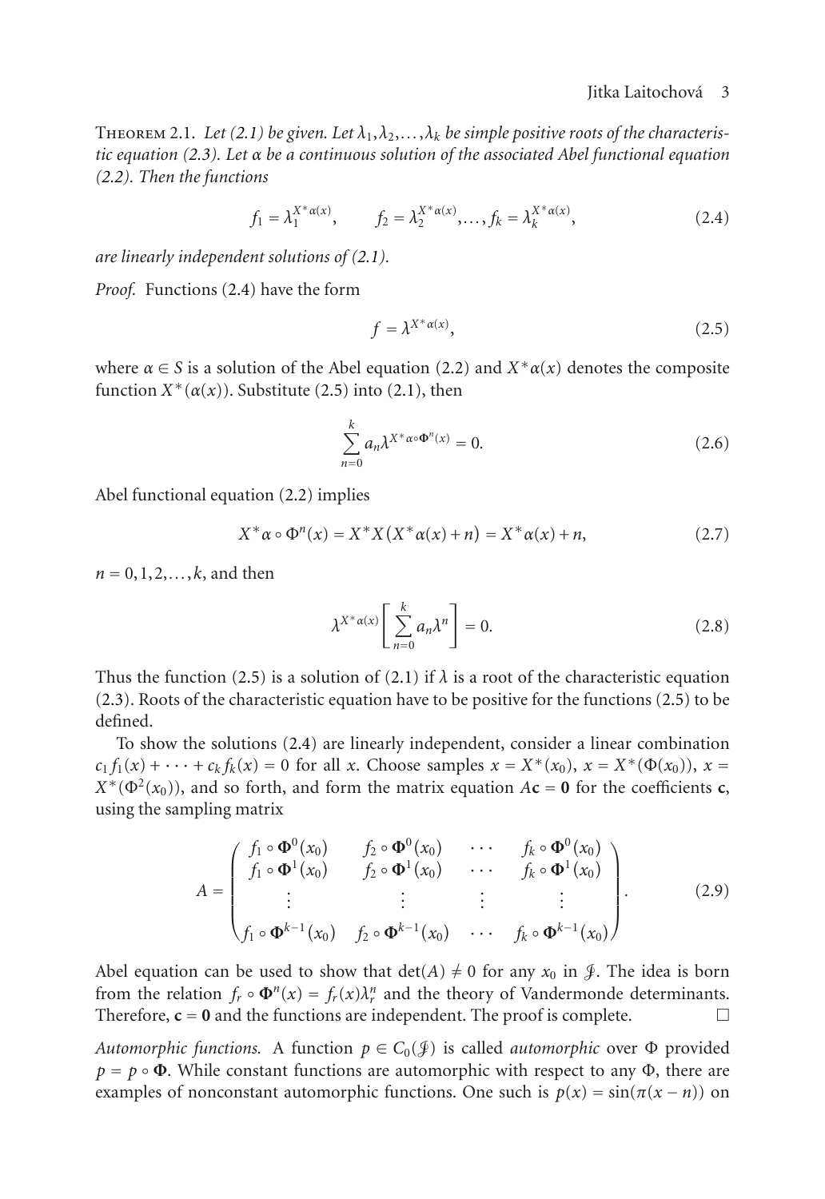Theorem 2.1. *Let (2.1) be given. Let $\lambda_1, \lambda_2, \dots, \lambda_k$ be simple positive roots of the characteristic equation (2.3). Let $\alpha$ be a continuous solution of the associated Abel functional equation (2.2). Then the functions*

$$f_1 = \lambda_1^{X^*\alpha(x)}, \qquad f_2 = \lambda_2^{X^*\alpha(x)}, \dots, f_k = \lambda_k^{X^*\alpha(x)}, \tag{2.4}$$

*are linearly independent solutions of (2.1).*

*Proof.* Functions (2.4) have the form

$$f = \lambda^{X^*\alpha(x)}, \tag{2.5}$$

where $\alpha \in S$ is a solution of the Abel equation (2.2) and $X^*\alpha(x)$ denotes the composite function $X^*(\alpha(x))$. Substitute (2.5) into (2.1), then

$$\sum_{n=0}^{k} a_n \lambda^{X^*\alpha \circ \Phi^n(x)} = 0. \tag{2.6}$$

Abel functional equation (2.2) implies

$$X^*\alpha \circ \Phi^n(x) = X^* X\left(X^*\alpha(x) + n\right) = X^*\alpha(x) + n, \tag{2.7}$$

$n = 0, 1, 2, \dots, k$, and then

$$\lambda^{X^*\alpha(x)} \left[ \sum_{n=0}^{k} a_n \lambda^n \right] = 0. \tag{2.8}$$

Thus the function (2.5) is a solution of (2.1) if $\lambda$ is a root of the characteristic equation (2.3). Roots of the characteristic equation have to be positive for the functions (2.5) to be defined.

To show the solutions (2.4) are linearly independent, consider a linear combination $c_1 f_1(x) + \cdots + c_k f_k(x) = 0$ for all $x$. Choose samples $x = X^*(x_0)$, $x = X^*(\Phi(x_0))$, $x = X^*(\Phi^2(x_0))$, and so forth, and form the matrix equation $A\mathbf{c} = \mathbf{0}$ for the coefficients $\mathbf{c}$, using the sampling matrix

$$A = \begin{pmatrix} f_1 \circ \mathbf{\Phi}^0(x_0) & f_2 \circ \mathbf{\Phi}^0(x_0) & \cdots & f_k \circ \mathbf{\Phi}^0(x_0) \\ f_1 \circ \mathbf{\Phi}^1(x_0) & f_2 \circ \mathbf{\Phi}^1(x_0) & \cdots & f_k \circ \mathbf{\Phi}^1(x_0) \\ \vdots & \vdots & \vdots & \vdots \\ f_1 \circ \mathbf{\Phi}^{k-1}(x_0) & f_2 \circ \mathbf{\Phi}^{k-1}(x_0) & \cdots & f_k \circ \mathbf{\Phi}^{k-1}(x_0) \end{pmatrix}. \tag{2.9}$$

Abel equation can be used to show that $\det(A) \neq 0$ for any $x_0$ in $\mathcal{J}$. The idea is born from the relation $f_r \circ \mathbf{\Phi}^n(x) = f_r(x)\lambda_r^n$ and the theory of Vandermonde determinants. Therefore, $\mathbf{c} = \mathbf{0}$ and the functions are independent. The proof is complete. □

*Automorphic functions.* A function $p \in C_0(\mathcal{J})$ is called *automorphic* over $\Phi$ provided $p = p \circ \mathbf{\Phi}$. While constant functions are automorphic with respect to any $\Phi$, there are examples of nonconstant automorphic functions. One such is $p(x) = \sin(\pi(x - n))$ on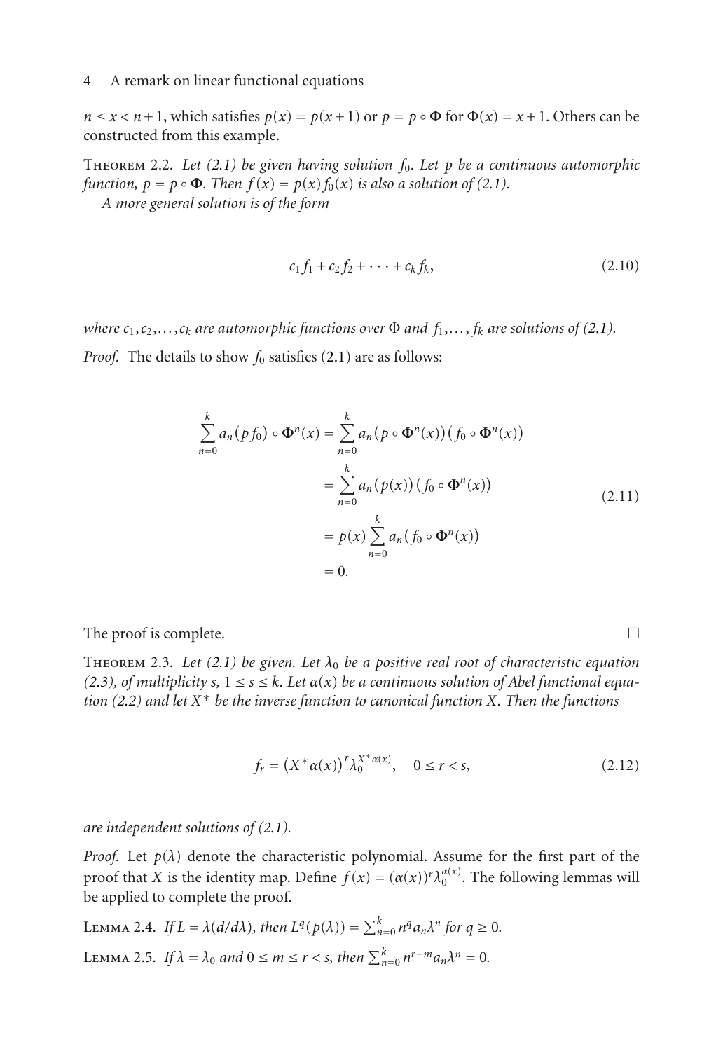$n \le x < n+1$, which satisfies $p(x) = p(x+1)$ or $p = p \circ \Phi$ for $\Phi(x) = x+1$. Others can be constructed from this example.

Theorem 2.2. *Let (2.1) be given having solution $f_0$. Let $p$ be a continuous automorphic function, $p = p \circ \mathbf{\Phi}$. Then $f(x) = p(x) f_0(x)$ is also a solution of (2.1).*

*A more general solution is of the form*

$$c_1 f_1 + c_2 f_2 + \cdots + c_k f_k, \tag{2.10}$$

*where $c_1, c_2, \ldots, c_k$ are automorphic functions over $\Phi$ and $f_1, \ldots, f_k$ are solutions of (2.1).*

*Proof.* The details to show $f_0$ satisfies (2.1) are as follows:

$$\begin{aligned}
\sum_{n=0}^{k} a_n (p f_0) \circ \mathbf{\Phi}^n(x) &= \sum_{n=0}^{k} a_n \big(p \circ \mathbf{\Phi}^n(x)\big)\big(f_0 \circ \mathbf{\Phi}^n(x)\big) \\
&= \sum_{n=0}^{k} a_n \big(p(x)\big)\big(f_0 \circ \mathbf{\Phi}^n(x)\big) \\
&= p(x) \sum_{n=0}^{k} a_n \big(f_0 \circ \mathbf{\Phi}^n(x)\big) \\
&= 0.
\end{aligned} \tag{2.11}$$

The proof is complete. □

Theorem 2.3. *Let (2.1) be given. Let $\lambda_0$ be a positive real root of characteristic equation (2.3), of multiplicity $s$, $1 \le s \le k$. Let $\alpha(x)$ be a continuous solution of Abel functional equation (2.2) and let $X^*$ be the inverse function to canonical function $X$. Then the functions*

$$f_r = \big(X^* \alpha(x)\big)^r \lambda_0^{X^* \alpha(x)}, \quad 0 \le r < s, \tag{2.12}$$

*are independent solutions of (2.1).*

*Proof.* Let $p(\lambda)$ denote the characteristic polynomial. Assume for the first part of the proof that $X$ is the identity map. Define $f(x) = (\alpha(x))^r \lambda_0^{\alpha(x)}$. The following lemmas will be applied to complete the proof.

Lemma 2.4. *If $L = \lambda(d/d\lambda)$, then $L^q(p(\lambda)) = \sum_{n=0}^{k} n^q a_n \lambda^n$ for $q \ge 0$.*

Lemma 2.5. *If $\lambda = \lambda_0$ and $0 \le m \le r < s$, then $\sum_{n=0}^{k} n^{r-m} a_n \lambda^n = 0$.*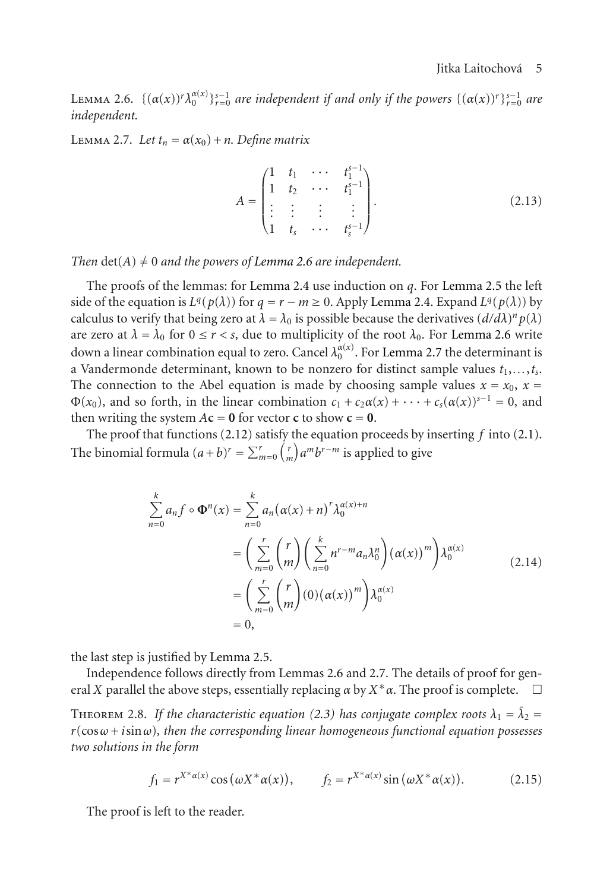**Lemma 2.6.** *$\{(\alpha(x))^r \lambda_0^{\alpha(x)}\}_{r=0}^{s-1}$ are independent if and only if the powers $\{(\alpha(x))^r\}_{r=0}^{s-1}$ are independent.*

**Lemma 2.7.** *Let $t_n = \alpha(x_0) + n$. Define matrix*

$$
A = \begin{pmatrix} 1 & t_1 & \cdots & t_1^{s-1} \\ 1 & t_2 & \cdots & t_1^{s-1} \\ \vdots & \vdots & \vdots & \vdots \\ 1 & t_s & \cdots & t_s^{s-1} \end{pmatrix}. \tag{2.13}
$$

*Then $\det(A) \neq 0$ and the powers of Lemma 2.6 are independent.*

The proofs of the lemmas: for Lemma 2.4 use induction on $q$. For Lemma 2.5 the left side of the equation is $L^q(p(\lambda))$ for $q = r - m \geq 0$. Apply Lemma 2.4. Expand $L^q(p(\lambda))$ by calculus to verify that being zero at $\lambda = \lambda_0$ is possible because the derivatives $(d/d\lambda)^n p(\lambda)$ are zero at $\lambda = \lambda_0$ for $0 \leq r < s$, due to multiplicity of the root $\lambda_0$. For Lemma 2.6 write down a linear combination equal to zero. Cancel $\lambda_0^{\alpha(x)}$. For Lemma 2.7 the determinant is a Vandermonde determinant, known to be nonzero for distinct sample values $t_1, \ldots, t_s$. The connection to the Abel equation is made by choosing sample values $x = x_0$, $x = \Phi(x_0)$, and so forth, in the linear combination $c_1 + c_2\alpha(x) + \cdots + c_s(\alpha(x))^{s-1} = 0$, and then writing the system $A\mathbf{c} = \mathbf{0}$ for vector $\mathbf{c}$ to show $\mathbf{c} = \mathbf{0}$.

The proof that functions (2.12) satisfy the equation proceeds by inserting $f$ into (2.1). The binomial formula $(a+b)^r = \sum_{m=0}^{r} \binom{r}{m} a^m b^{r-m}$ is applied to give

$$
\begin{aligned}
\sum_{n=0}^{k} a_n f \circ \Phi^n(x) &= \sum_{n=0}^{k} a_n \big(\alpha(x) + n\big)^r \lambda_0^{\alpha(x)+n} \\
&= \left( \sum_{m=0}^{r} \binom{r}{m} \left( \sum_{n=0}^{k} n^{r-m} a_n \lambda_0^n \right) \big(\alpha(x)\big)^m \right) \lambda_0^{\alpha(x)} \\
&= \left( \sum_{m=0}^{r} \binom{r}{m} (0) \big(\alpha(x)\big)^m \right) \lambda_0^{\alpha(x)} \\
&= 0,
\end{aligned} \tag{2.14}
$$

the last step is justified by Lemma 2.5.

Independence follows directly from Lemmas 2.6 and 2.7. The details of proof for general $X$ parallel the above steps, essentially replacing $\alpha$ by $X^*\alpha$. The proof is complete. $\square$

**Theorem 2.8.** *If the characteristic equation (2.3) has conjugate complex roots $\lambda_1 = \bar{\lambda}_2 = r(\cos\omega + i\sin\omega)$, then the corresponding linear homogeneous functional equation possesses two solutions in the form*

$$
f_1 = r^{X^*\alpha(x)} \cos\big(\omega X^*\alpha(x)\big), \qquad f_2 = r^{X^*\alpha(x)} \sin\big(\omega X^*\alpha(x)\big). \tag{2.15}
$$

The proof is left to the reader.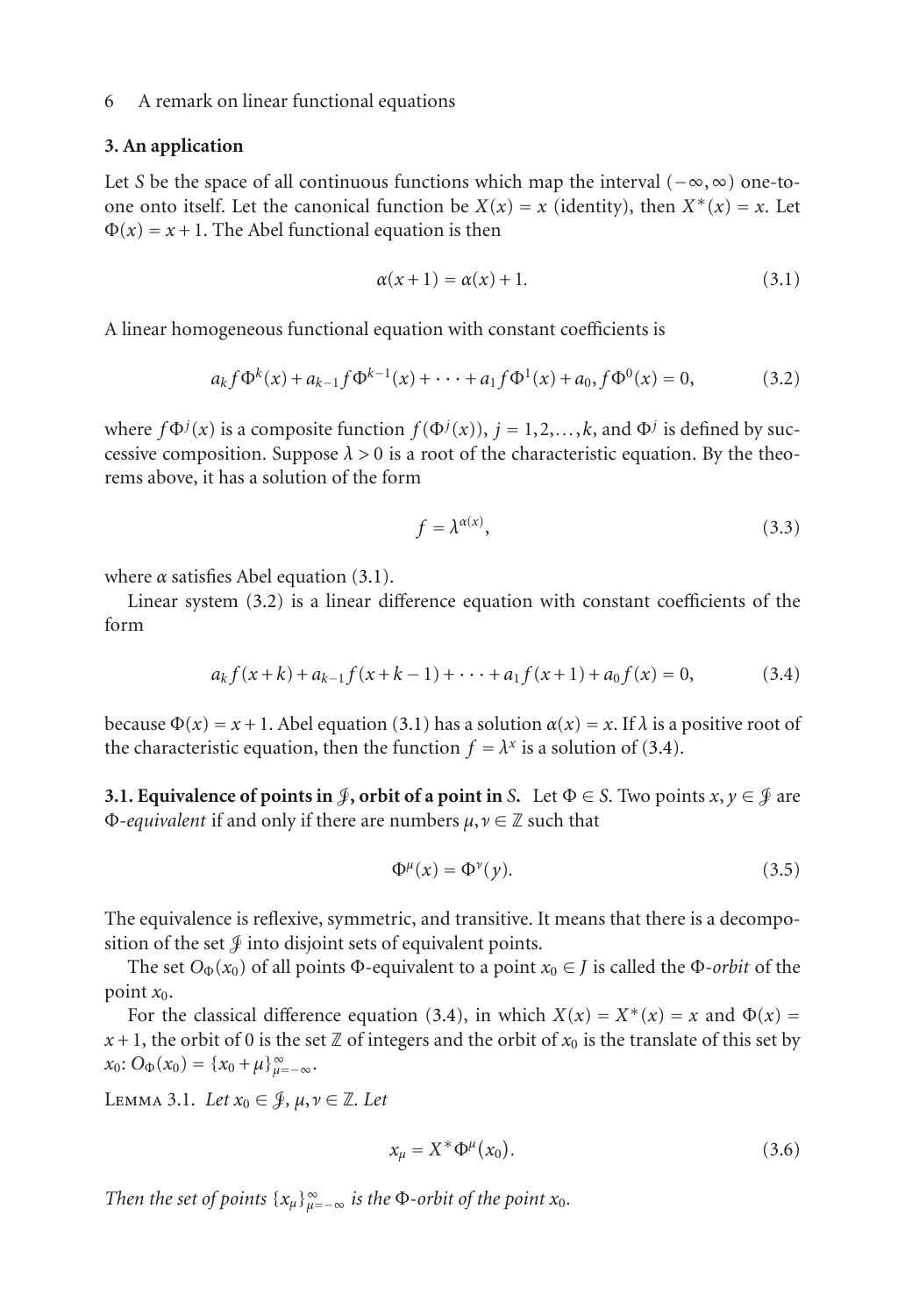## 3. An application

Let $S$ be the space of all continuous functions which map the interval $(-\infty,\infty)$ one-to-one onto itself. Let the canonical function be $X(x) = x$ (identity), then $X^*(x) = x$. Let $\Phi(x) = x+1$. The Abel functional equation is then

$$\alpha(x+1) = \alpha(x) + 1. \tag{3.1}$$

A linear homogeneous functional equation with constant coefficients is

$$a_k f\Phi^k(x) + a_{k-1} f\Phi^{k-1}(x) + \cdots + a_1 f\Phi^1(x) + a_0, f\Phi^0(x) = 0, \tag{3.2}$$

where $f\Phi^j(x)$ is a composite function $f(\Phi^j(x))$, $j = 1,2,\ldots,k$, and $\Phi^j$ is defined by successive composition. Suppose $\lambda > 0$ is a root of the characteristic equation. By the theorems above, it has a solution of the form

$$f = \lambda^{\alpha(x)}, \tag{3.3}$$

where $\alpha$ satisfies Abel equation (3.1).

Linear system (3.2) is a linear difference equation with constant coefficients of the form

$$a_k f(x+k) + a_{k-1} f(x+k-1) + \cdots + a_1 f(x+1) + a_0 f(x) = 0, \tag{3.4}$$

because $\Phi(x) = x+1$. Abel equation (3.1) has a solution $\alpha(x) = x$. If $\lambda$ is a positive root of the characteristic equation, then the function $f = \lambda^x$ is a solution of (3.4).

**3.1. Equivalence of points in $\mathcal{J}$, orbit of a point in $S$.** Let $\Phi \in S$. Two points $x, y \in \mathcal{J}$ are $\Phi$-*equivalent* if and only if there are numbers $\mu, \nu \in \mathbb{Z}$ such that

$$\Phi^\mu(x) = \Phi^\nu(y). \tag{3.5}$$

The equivalence is reflexive, symmetric, and transitive. It means that there is a decomposition of the set $\mathcal{J}$ into disjoint sets of equivalent points.

The set $O_\Phi(x_0)$ of all points $\Phi$-equivalent to a point $x_0 \in J$ is called the $\Phi$-*orbit* of the point $x_0$.

For the classical difference equation (3.4), in which $X(x) = X^*(x) = x$ and $\Phi(x) = x+1$, the orbit of 0 is the set $\mathbb{Z}$ of integers and the orbit of $x_0$ is the translate of this set by $x_0$: $O_\Phi(x_0) = \{x_0 + \mu\}_{\mu=-\infty}^{\infty}$.

Lemma 3.1. *Let $x_0 \in \mathcal{J}$, $\mu, \nu \in \mathbb{Z}$. Let*

$$x_\mu = X^*\Phi^\mu(x_0). \tag{3.6}$$

*Then the set of points $\{x_\mu\}_{\mu=-\infty}^{\infty}$ is the $\Phi$-orbit of the point $x_0$.*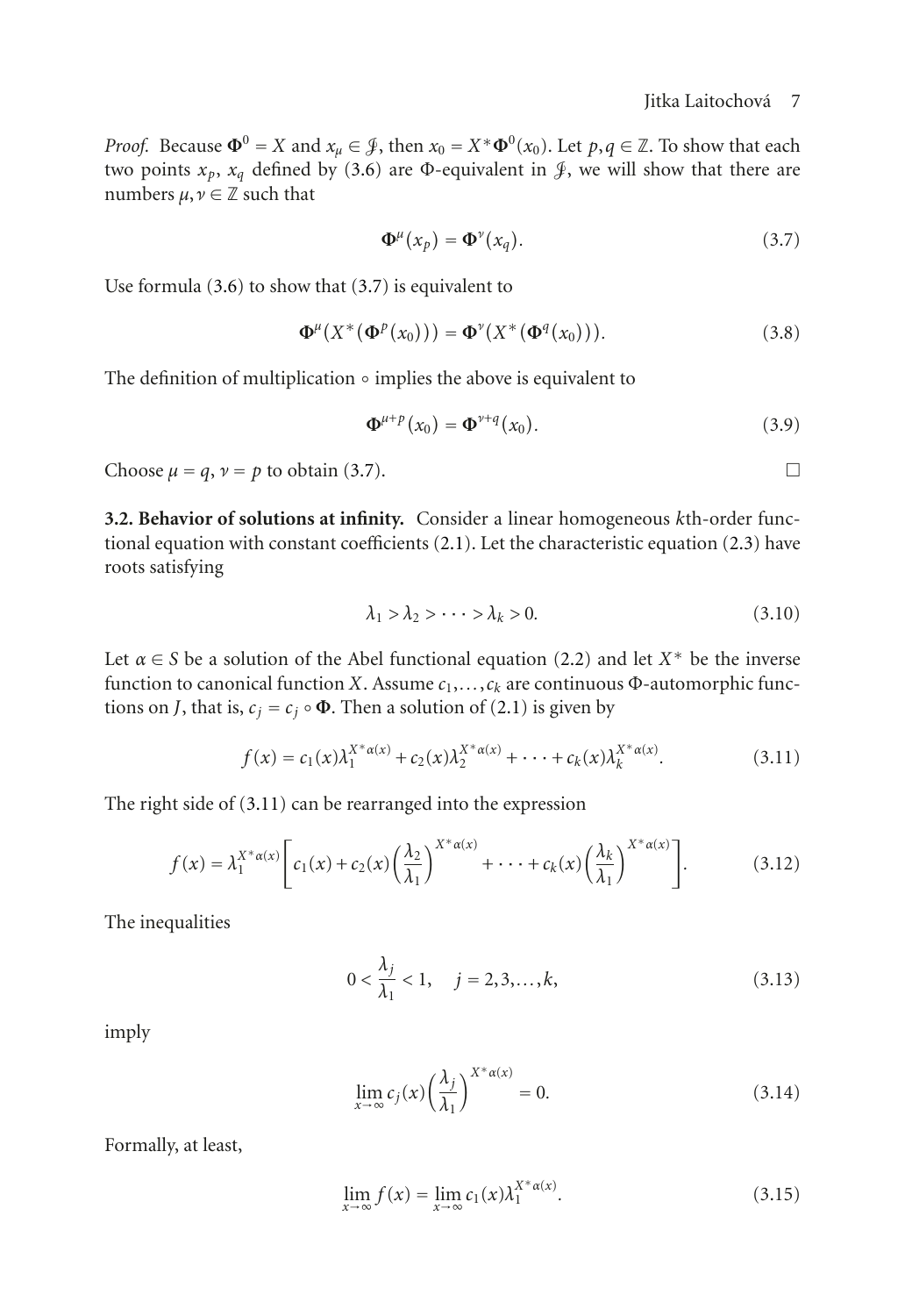*Proof.* Because $\mathbf{\Phi}^0 = X$ and $x_\mu \in \mathcal{J}$, then $x_0 = X^*\mathbf{\Phi}^0(x_0)$. Let $p, q \in \mathbb{Z}$. To show that each two points $x_p$, $x_q$ defined by (3.6) are $\Phi$-equivalent in $\mathcal{J}$, we will show that there are numbers $\mu, \nu \in \mathbb{Z}$ such that

$$\mathbf{\Phi}^\mu(x_p) = \mathbf{\Phi}^\nu(x_q). \tag{3.7}$$

Use formula (3.6) to show that (3.7) is equivalent to

$$\mathbf{\Phi}^\mu(X^*(\mathbf{\Phi}^p(x_0))) = \mathbf{\Phi}^\nu(X^*(\mathbf{\Phi}^q(x_0))). \tag{3.8}$$

The definition of multiplication $\circ$ implies the above is equivalent to

$$\mathbf{\Phi}^{\mu+p}(x_0) = \mathbf{\Phi}^{\nu+q}(x_0). \tag{3.9}$$

Choose $\mu = q$, $\nu = p$ to obtain (3.7). □

**3.2. Behavior of solutions at infinity.** Consider a linear homogeneous $k$th-order functional equation with constant coefficients (2.1). Let the characteristic equation (2.3) have roots satisfying

$$\lambda_1 > \lambda_2 > \cdots > \lambda_k > 0. \tag{3.10}$$

Let $\alpha \in S$ be a solution of the Abel functional equation (2.2) and let $X^*$ be the inverse function to canonical function $X$. Assume $c_1, \ldots, c_k$ are continuous $\Phi$-automorphic functions on $J$, that is, $c_j = c_j \circ \mathbf{\Phi}$. Then a solution of (2.1) is given by

$$f(x) = c_1(x)\lambda_1^{X^*\alpha(x)} + c_2(x)\lambda_2^{X^*\alpha(x)} + \cdots + c_k(x)\lambda_k^{X^*\alpha(x)}. \tag{3.11}$$

The right side of (3.11) can be rearranged into the expression

$$f(x) = \lambda_1^{X^*\alpha(x)}\left[c_1(x) + c_2(x)\left(\frac{\lambda_2}{\lambda_1}\right)^{X^*\alpha(x)} + \cdots + c_k(x)\left(\frac{\lambda_k}{\lambda_1}\right)^{X^*\alpha(x)}\right]. \tag{3.12}$$

The inequalities

$$0 < \frac{\lambda_j}{\lambda_1} < 1, \quad j = 2, 3, \ldots, k, \tag{3.13}$$

imply

$$\lim_{x\to\infty} c_j(x)\left(\frac{\lambda_j}{\lambda_1}\right)^{X^*\alpha(x)} = 0. \tag{3.14}$$

Formally, at least,

$$\lim_{x\to\infty} f(x) = \lim_{x\to\infty} c_1(x)\lambda_1^{X^*\alpha(x)}. \tag{3.15}$$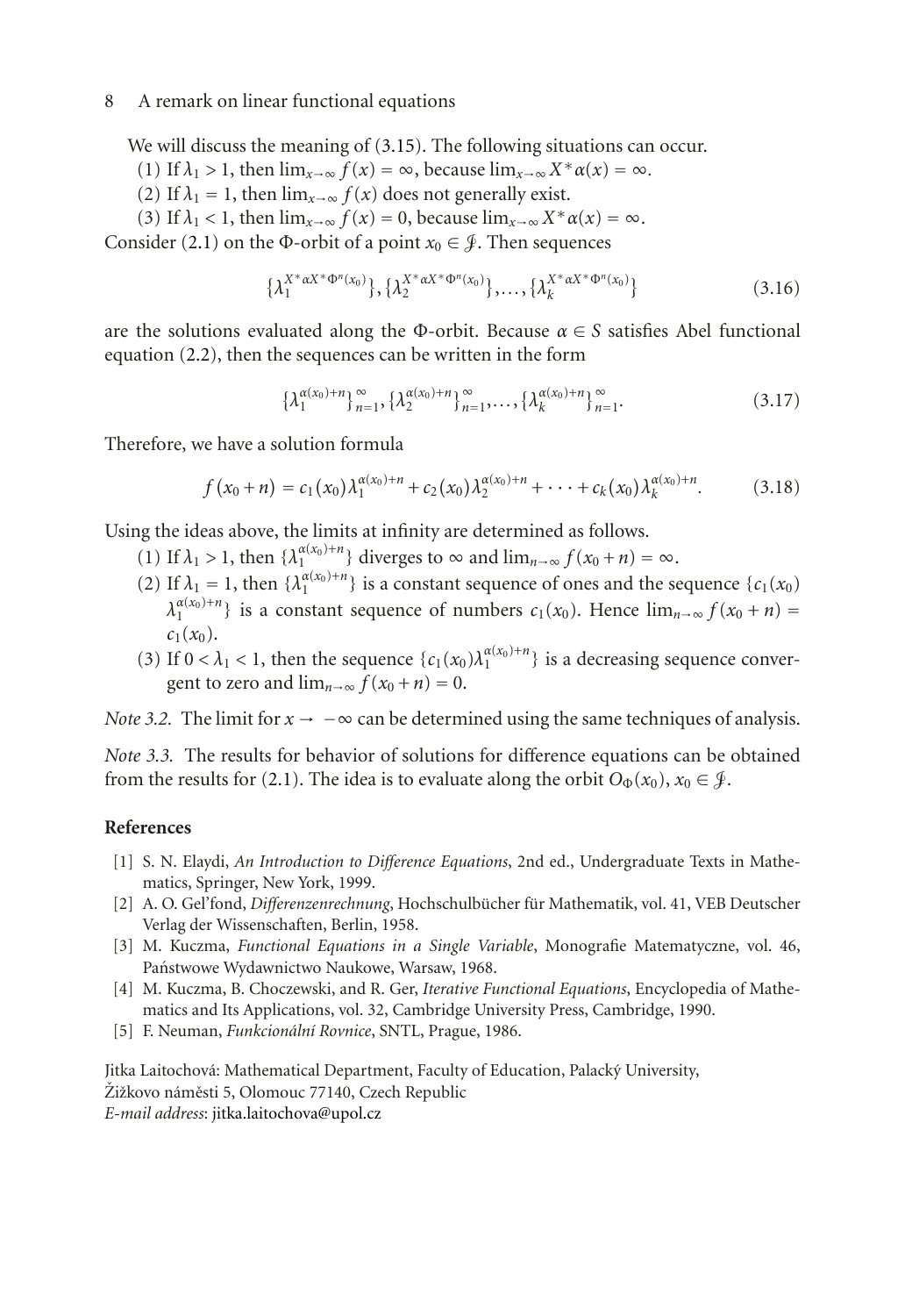We will discuss the meaning of (3.15). The following situations can occur.

(1) If $\lambda_1 > 1$, then $\lim_{x\to\infty} f(x) = \infty$, because $\lim_{x\to\infty} X^*\alpha(x) = \infty$.

(2) If $\lambda_1 = 1$, then $\lim_{x\to\infty} f(x)$ does not generally exist.

(3) If $\lambda_1 < 1$, then $\lim_{x\to\infty} f(x) = 0$, because $\lim_{x\to\infty} X^*\alpha(x) = \infty$.

Consider (2.1) on the $\Phi$-orbit of a point $x_0 \in \mathcal{J}$. Then sequences

$$\{\lambda_1^{X^*\alpha X^*\Phi^n(x_0)}\}, \{\lambda_2^{X^*\alpha X^*\Phi^n(x_0)}\}, \ldots, \{\lambda_k^{X^*\alpha X^*\Phi^n(x_0)}\} \tag{3.16}$$

are the solutions evaluated along the $\Phi$-orbit. Because $\alpha \in S$ satisfies Abel functional equation (2.2), then the sequences can be written in the form

$$\{\lambda_1^{\alpha(x_0)+n}\}_{n=1}^{\infty}, \{\lambda_2^{\alpha(x_0)+n}\}_{n=1}^{\infty}, \ldots, \{\lambda_k^{\alpha(x_0)+n}\}_{n=1}^{\infty}. \tag{3.17}$$

Therefore, we have a solution formula

$$f(x_0+n) = c_1(x_0)\lambda_1^{\alpha(x_0)+n} + c_2(x_0)\lambda_2^{\alpha(x_0)+n} + \cdots + c_k(x_0)\lambda_k^{\alpha(x_0)+n}. \tag{3.18}$$

Using the ideas above, the limits at infinity are determined as follows.

(1) If $\lambda_1 > 1$, then $\{\lambda_1^{\alpha(x_0)+n}\}$ diverges to $\infty$ and $\lim_{n\to\infty} f(x_0+n) = \infty$.

(2) If $\lambda_1 = 1$, then $\{\lambda_1^{\alpha(x_0)+n}\}$ is a constant sequence of ones and the sequence $\{c_1(x_0)\lambda_1^{\alpha(x_0)+n}\}$ is a constant sequence of numbers $c_1(x_0)$. Hence $\lim_{n\to\infty} f(x_0+n) = c_1(x_0)$.

(3) If $0 < \lambda_1 < 1$, then the sequence $\{c_1(x_0)\lambda_1^{\alpha(x_0)+n}\}$ is a decreasing sequence convergent to zero and $\lim_{n\to\infty} f(x_0+n) = 0$.

*Note 3.2.* The limit for $x \to -\infty$ can be determined using the same techniques of analysis.

*Note 3.3.* The results for behavior of solutions for difference equations can be obtained from the results for (2.1). The idea is to evaluate along the orbit $O_\Phi(x_0)$, $x_0 \in \mathcal{J}$.

## References

[1] S. N. Elaydi, *An Introduction to Difference Equations*, 2nd ed., Undergraduate Texts in Mathematics, Springer, New York, 1999.

[2] A. O. Gel'fond, *Differenzenrechnung*, Hochschulbücher für Mathematik, vol. 41, VEB Deutscher Verlag der Wissenschaften, Berlin, 1958.

[3] M. Kuczma, *Functional Equations in a Single Variable*, Monografie Matematyczne, vol. 46, Państwowe Wydawnictwo Naukowe, Warsaw, 1968.

[4] M. Kuczma, B. Choczewski, and R. Ger, *Iterative Functional Equations*, Encyclopedia of Mathematics and Its Applications, vol. 32, Cambridge University Press, Cambridge, 1990.

[5] F. Neuman, *Funkcionální Rovnice*, SNTL, Prague, 1986.

Jitka Laitochová: Mathematical Department, Faculty of Education, Palacký University, Žižkovo náměsti 5, Olomouc 77140, Czech Republic

*E-mail address*: jitka.laitochova@upol.cz